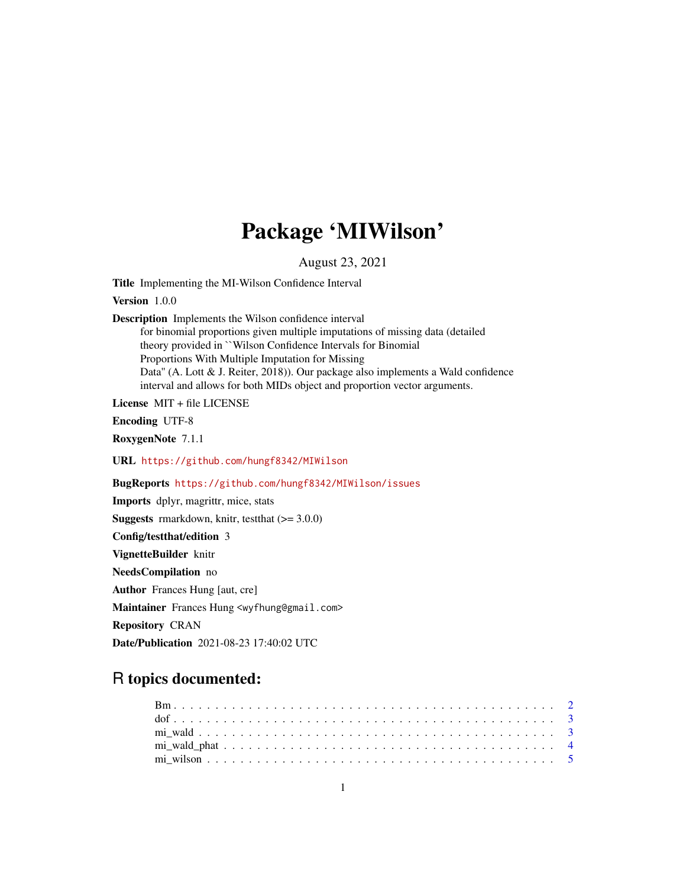# Package 'MIWilson'

August 23, 2021

**Title** Implementing the MI-Wilson Confidence Interval

**Version** 1.0.0

**Description** Implements the Wilson confidence interval for binomial proportions given multiple imputations of missing data (detailed theory provided in ``Wilson Confidence Intervals for Binomial Proportions With Multiple Imputation for Missing Data'' (A. Lott & J. Reiter, 2018)). Our package also implements a Wald confidence interval and allows for both MIDs object and proportion vector arguments.

**License** MIT + file LICENSE

**Encoding** UTF-8

**RoxygenNote** 7.1.1

**URL** https://github.com/hungf8342/MIWilson

**BugReports** https://github.com/hungf8342/MIWilson/issues

**Imports** dplyr, magrittr, mice, stats

**Suggests** rmarkdown, knitr, testthat (>= 3.0.0)

**Config/testthat/edition** 3

**VignetteBuilder** knitr

**NeedsCompilation** no

**Author** Frances Hung [aut, cre]

**Maintainer** Frances Hung <wyfhung@gmail.com>

**Repository** CRAN

**Date/Publication** 2021-08-23 17:40:02 UTC

## R topics documented:

- Bm . . . . . . . . . . . . . . . . . . . . . . . . . . . . . . . . . . . . . . . . . . 2
- dof . . . . . . . . . . . . . . . . . . . . . . . . . . . . . . . . . . . . . . . . . . 3
- mi_wald . . . . . . . . . . . . . . . . . . . . . . . . . . . . . . . . . . . . . . . . 3
- mi_wald_phat . . . . . . . . . . . . . . . . . . . . . . . . . . . . . . . . . . . . . 4
- mi_wilson . . . . . . . . . . . . . . . . . . . . . . . . . . . . . . . . . . . . . . . 5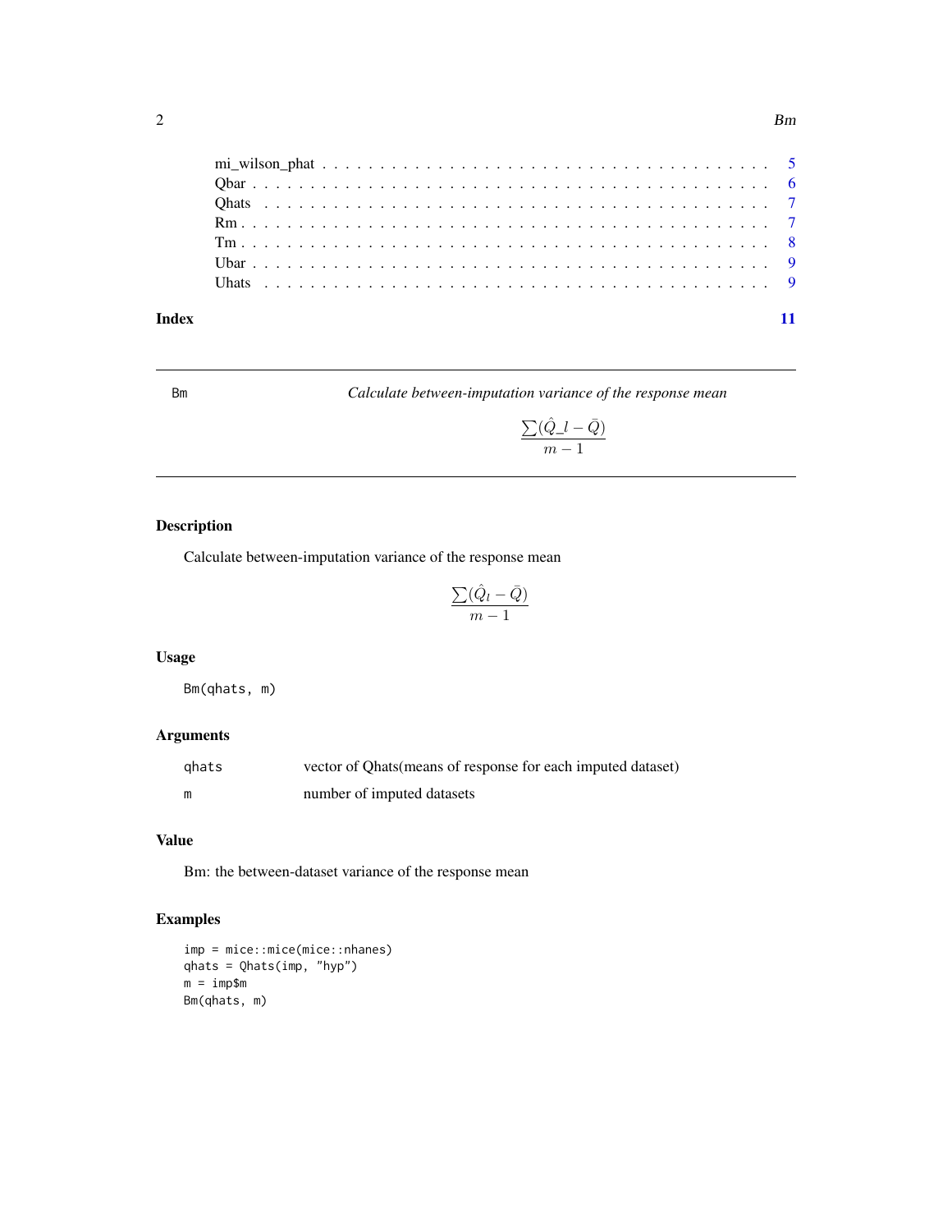mi_wilson_phat . . . . . . . . . . . . . . . . . . . . . . . . . . . . . . . . . . . . . 5
Qbar . . . . . . . . . . . . . . . . . . . . . . . . . . . . . . . . . . . . . . . . . . 6
Qhats . . . . . . . . . . . . . . . . . . . . . . . . . . . . . . . . . . . . . . . . . 7
Rm . . . . . . . . . . . . . . . . . . . . . . . . . . . . . . . . . . . . . . . . . . . 7
Tm . . . . . . . . . . . . . . . . . . . . . . . . . . . . . . . . . . . . . . . . . . . 8
Ubar . . . . . . . . . . . . . . . . . . . . . . . . . . . . . . . . . . . . . . . . . . 9
Uhats . . . . . . . . . . . . . . . . . . . . . . . . . . . . . . . . . . . . . . . . . 9

**Index** 11

---

`Bm` *Calculate between-imputation variance of the response mean*

$$\frac{\sum(\hat{Q}\_l - \bar{Q})}{m-1}$$

---

## Description

Calculate between-imputation variance of the response mean

$$\frac{\sum(\hat{Q}_l - \bar{Q})}{m-1}$$

## Usage

```
Bm(qhats, m)
```

## Arguments

| | |
|---|---|
| `qhats` | vector of Qhats(means of response for each imputed dataset) |
| `m` | number of imputed datasets |

## Value

Bm: the between-dataset variance of the response mean

## Examples

```
imp = mice::mice(mice::nhanes)
qhats = Qhats(imp, "hyp")
m = imp$m
Bm(qhats, m)
```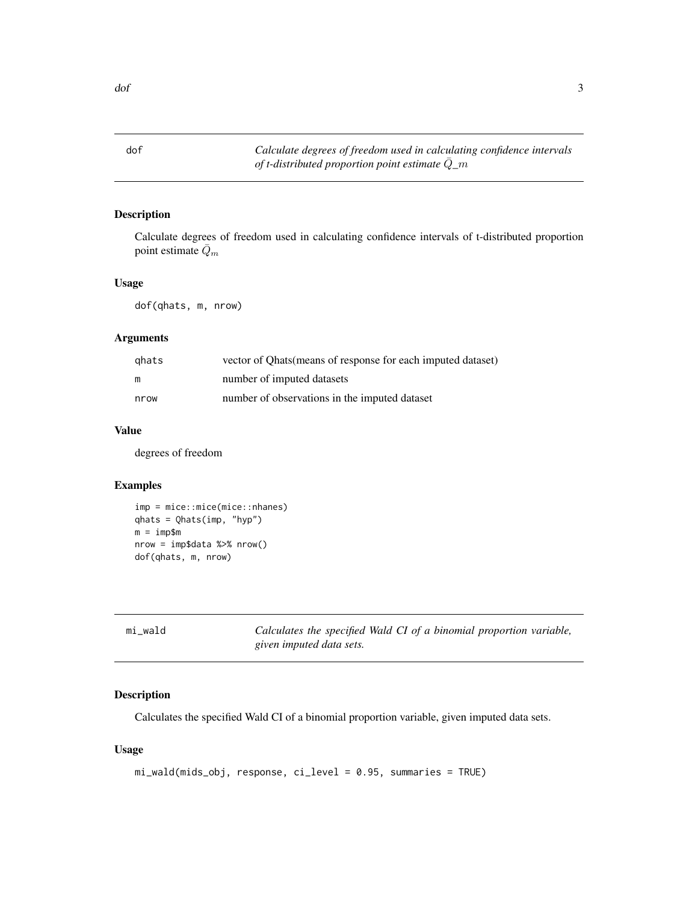## dof

*Calculate degrees of freedom used in calculating confidence intervals of t-distributed proportion point estimate $\bar{Q}\_m$*

### Description

Calculate degrees of freedom used in calculating confidence intervals of t-distributed proportion point estimate $\bar{Q}_m$

### Usage

```
dof(qhats, m, nrow)
```

### Arguments

| | |
|---|---|
| qhats | vector of Qhats(means of response for each imputed dataset) |
| m | number of imputed datasets |
| nrow | number of observations in the imputed dataset |

### Value

degrees of freedom

### Examples

```
imp = mice::mice(mice::nhanes)
qhats = Qhats(imp, "hyp")
m = imp$m
nrow = imp$data %>% nrow()
dof(qhats, m, nrow)
```

## mi_wald

*Calculates the specified Wald CI of a binomial proportion variable, given imputed data sets.*

### Description

Calculates the specified Wald CI of a binomial proportion variable, given imputed data sets.

### Usage

```
mi_wald(mids_obj, response, ci_level = 0.95, summaries = TRUE)
```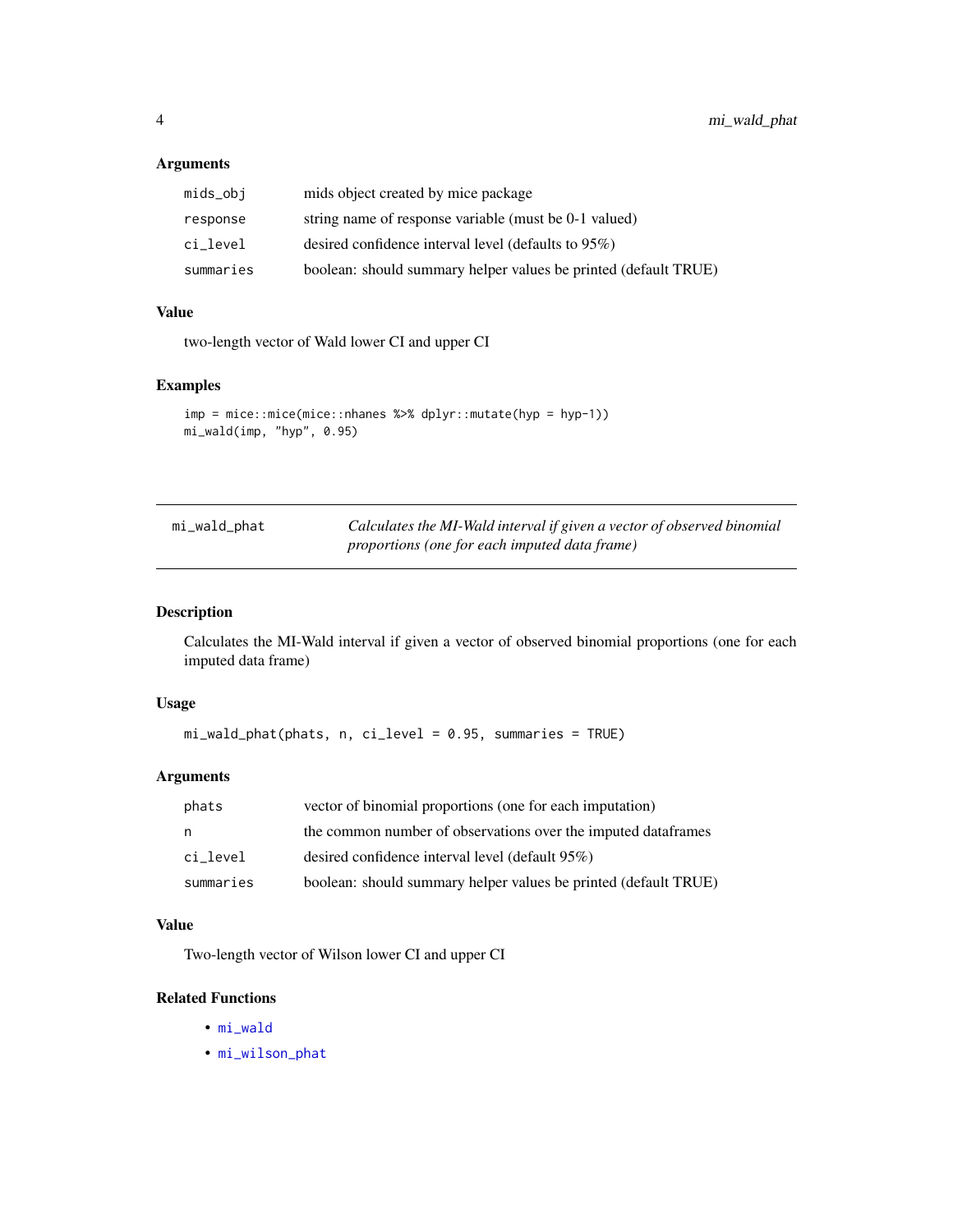### Arguments

| | |
|---|---|
| `mids_obj` | mids object created by mice package |
| `response` | string name of response variable (must be 0-1 valued) |
| `ci_level` | desired confidence interval level (defaults to 95%) |
| `summaries` | boolean: should summary helper values be printed (default TRUE) |

### Value

two-length vector of Wald lower CI and upper CI

### Examples

```
imp = mice::mice(mice::nhanes %>% dplyr::mutate(hyp = hyp-1))
mi_wald(imp, "hyp", 0.95)
```

---

## mi_wald_phat — *Calculates the MI-Wald interval if given a vector of observed binomial proportions (one for each imputed data frame)*

---

### Description

Calculates the MI-Wald interval if given a vector of observed binomial proportions (one for each imputed data frame)

### Usage

```
mi_wald_phat(phats, n, ci_level = 0.95, summaries = TRUE)
```

### Arguments

| | |
|---|---|
| `phats` | vector of binomial proportions (one for each imputation) |
| `n` | the common number of observations over the imputed dataframes |
| `ci_level` | desired confidence interval level (default 95%) |
| `summaries` | boolean: should summary helper values be printed (default TRUE) |

### Value

Two-length vector of Wilson lower CI and upper CI

### Related Functions

- `mi_wald`
- `mi_wilson_phat`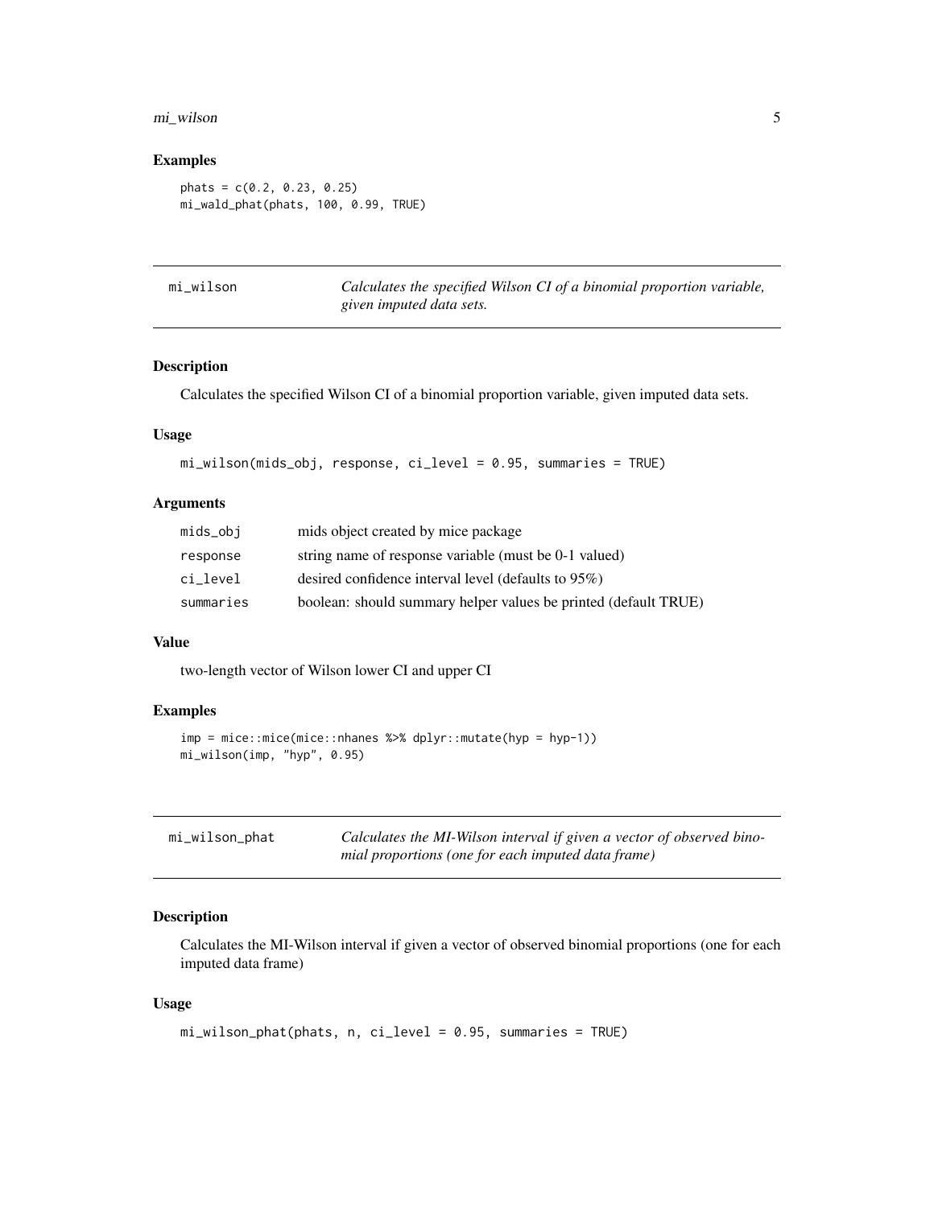### Examples

```
phats = c(0.2, 0.23, 0.25)
mi_wald_phat(phats, 100, 0.99, TRUE)
```

---

## mi_wilson

*Calculates the specified Wilson CI of a binomial proportion variable, given imputed data sets.*

### Description

Calculates the specified Wilson CI of a binomial proportion variable, given imputed data sets.

### Usage

```
mi_wilson(mids_obj, response, ci_level = 0.95, summaries = TRUE)
```

### Arguments

| | |
|---|---|
| mids_obj | mids object created by mice package |
| response | string name of response variable (must be 0-1 valued) |
| ci_level | desired confidence interval level (defaults to 95%) |
| summaries | boolean: should summary helper values be printed (default TRUE) |

### Value

two-length vector of Wilson lower CI and upper CI

### Examples

```
imp = mice::mice(mice::nhanes %>% dplyr::mutate(hyp = hyp-1))
mi_wilson(imp, "hyp", 0.95)
```

---

## mi_wilson_phat

*Calculates the MI-Wilson interval if given a vector of observed binomial proportions (one for each imputed data frame)*

### Description

Calculates the MI-Wilson interval if given a vector of observed binomial proportions (one for each imputed data frame)

### Usage

```
mi_wilson_phat(phats, n, ci_level = 0.95, summaries = TRUE)
```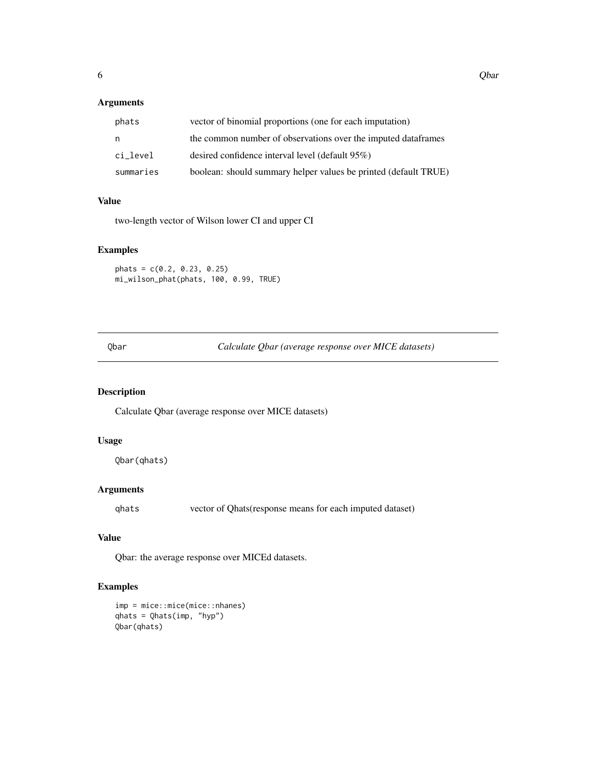### Arguments

| | |
|---|---|
| phats | vector of binomial proportions (one for each imputation) |
| n | the common number of observations over the imputed dataframes |
| ci_level | desired confidence interval level (default 95%) |
| summaries | boolean: should summary helper values be printed (default TRUE) |

### Value

two-length vector of Wilson lower CI and upper CI

### Examples

```
phats = c(0.2, 0.23, 0.25)
mi_wilson_phat(phats, 100, 0.99, TRUE)
```

---

## Qbar — *Calculate Qbar (average response over MICE datasets)*

---

### Description

Calculate Qbar (average response over MICE datasets)

### Usage

```
Qbar(qhats)
```

### Arguments

| | |
|---|---|
| qhats | vector of Qhats(response means for each imputed dataset) |

### Value

Qbar: the average response over MICEd datasets.

### Examples

```
imp = mice::mice(mice::nhanes)
qhats = Qhats(imp, "hyp")
Qbar(qhats)
```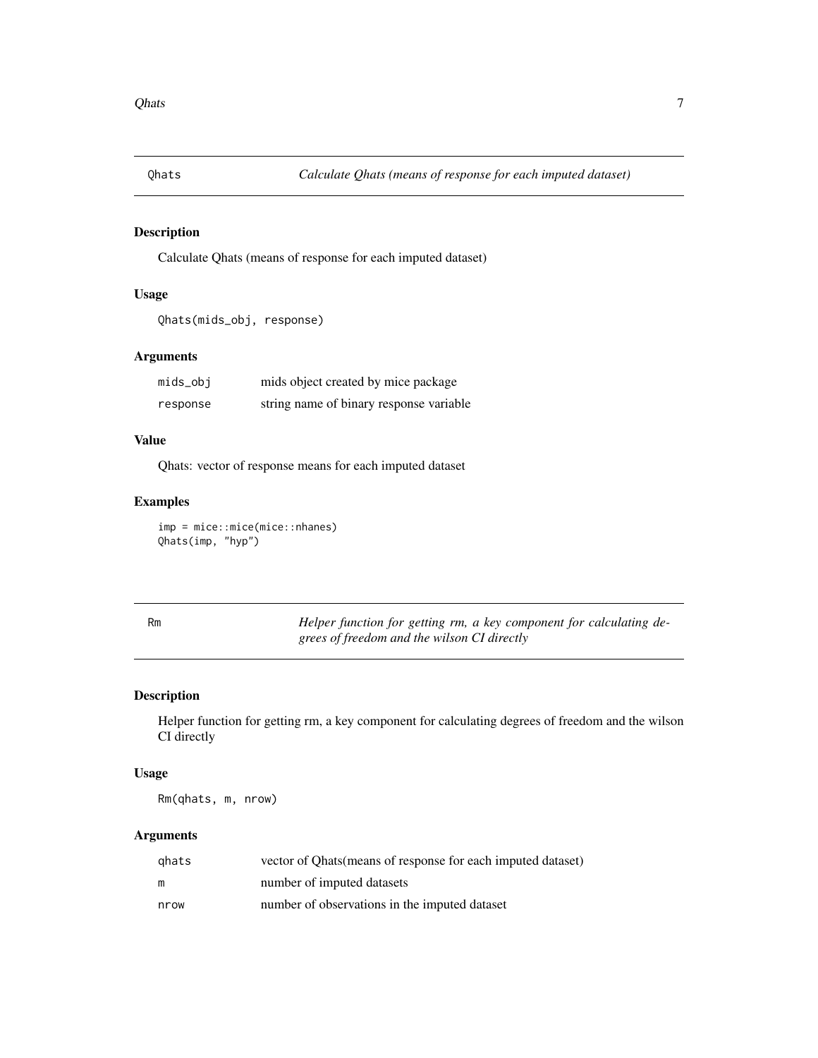## Qhats — *Calculate Qhats (means of response for each imputed dataset)*

### Description

Calculate Qhats (means of response for each imputed dataset)

### Usage

```
Qhats(mids_obj, response)
```

### Arguments

| | |
|---|---|
| `mids_obj` | mids object created by mice package |
| `response` | string name of binary response variable |

### Value

Qhats: vector of response means for each imputed dataset

### Examples

```
imp = mice::mice(mice::nhanes)
Qhats(imp, "hyp")
```

## Rm — *Helper function for getting rm, a key component for calculating degrees of freedom and the wilson CI directly*

### Description

Helper function for getting rm, a key component for calculating degrees of freedom and the wilson CI directly

### Usage

```
Rm(qhats, m, nrow)
```

### Arguments

| | |
|---|---|
| `qhats` | vector of Qhats(means of response for each imputed dataset) |
| `m` | number of imputed datasets |
| `nrow` | number of observations in the imputed dataset |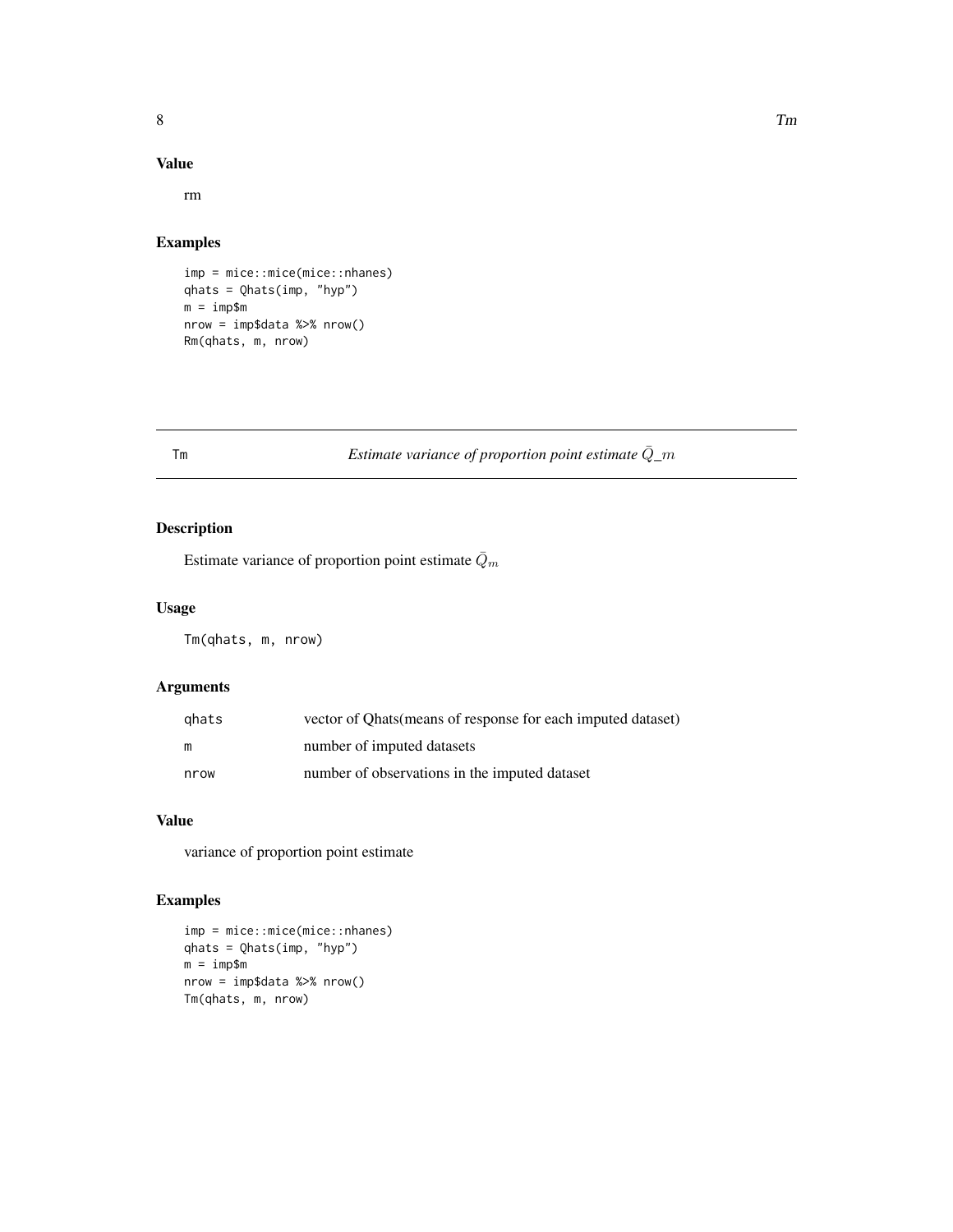## Value

rm

## Examples

```
imp = mice::mice(mice::nhanes)
qhats = Qhats(imp, "hyp")
m = imp$m
nrow = imp$data %>% nrow()
Rm(qhats, m, nrow)
```

---

# Tm — *Estimate variance of proportion point estimate $\bar{Q}\_m$*

---

## Description

Estimate variance of proportion point estimate $\bar{Q}_m$

## Usage

```
Tm(qhats, m, nrow)
```

## Arguments

| | |
|---|---|
| qhats | vector of Qhats(means of response for each imputed dataset) |
| m | number of imputed datasets |
| nrow | number of observations in the imputed dataset |

## Value

variance of proportion point estimate

## Examples

```
imp = mice::mice(mice::nhanes)
qhats = Qhats(imp, "hyp")
m = imp$m
nrow = imp$data %>% nrow()
Tm(qhats, m, nrow)
```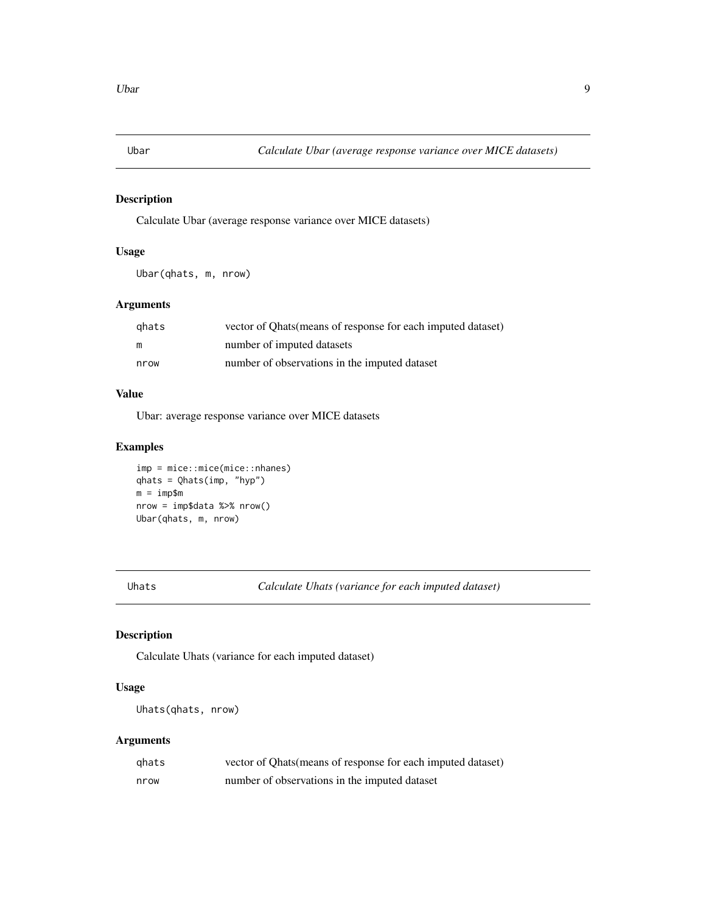## Ubar — *Calculate Ubar (average response variance over MICE datasets)*

### Description

Calculate Ubar (average response variance over MICE datasets)

### Usage

```
Ubar(qhats, m, nrow)
```

### Arguments

| | |
|---|---|
| qhats | vector of Qhats(means of response for each imputed dataset) |
| m | number of imputed datasets |
| nrow | number of observations in the imputed dataset |

### Value

Ubar: average response variance over MICE datasets

### Examples

```
imp = mice::mice(mice::nhanes)
qhats = Qhats(imp, "hyp")
m = imp$m
nrow = imp$data %>% nrow()
Ubar(qhats, m, nrow)
```

## Uhats — *Calculate Uhats (variance for each imputed dataset)*

### Description

Calculate Uhats (variance for each imputed dataset)

### Usage

```
Uhats(qhats, nrow)
```

### Arguments

| | |
|---|---|
| qhats | vector of Qhats(means of response for each imputed dataset) |
| nrow | number of observations in the imputed dataset |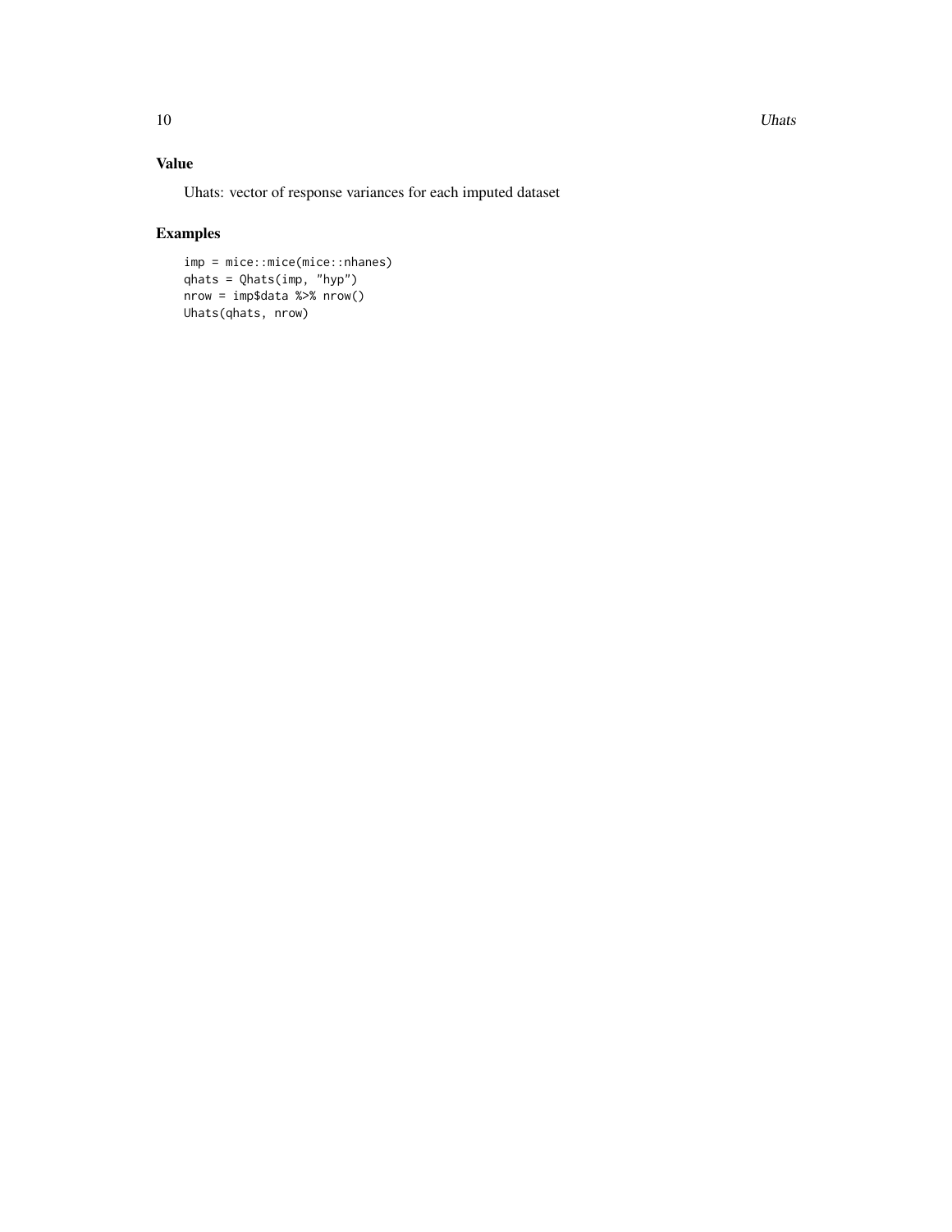## Value

Uhats: vector of response variances for each imputed dataset

## Examples

```
imp = mice::mice(mice::nhanes)
qhats = Qhats(imp, "hyp")
nrow = imp$data %>% nrow()
Uhats(qhats, nrow)
```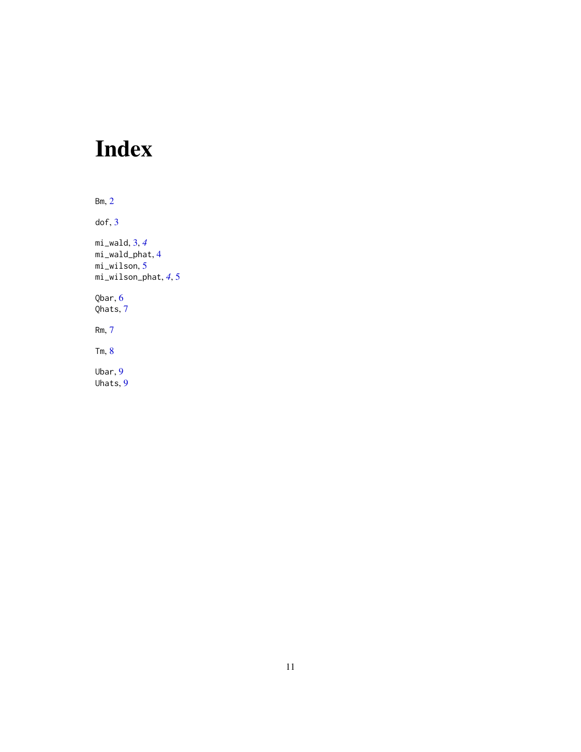# Index

Bm, 2

dof, 3

mi_wald, 3, *4*
mi_wald_phat, 4
mi_wilson, 5
mi_wilson_phat, *4*, 5

Qbar, 6
Qhats, 7

Rm, 7

Tm, 8

Ubar, 9
Uhats, 9